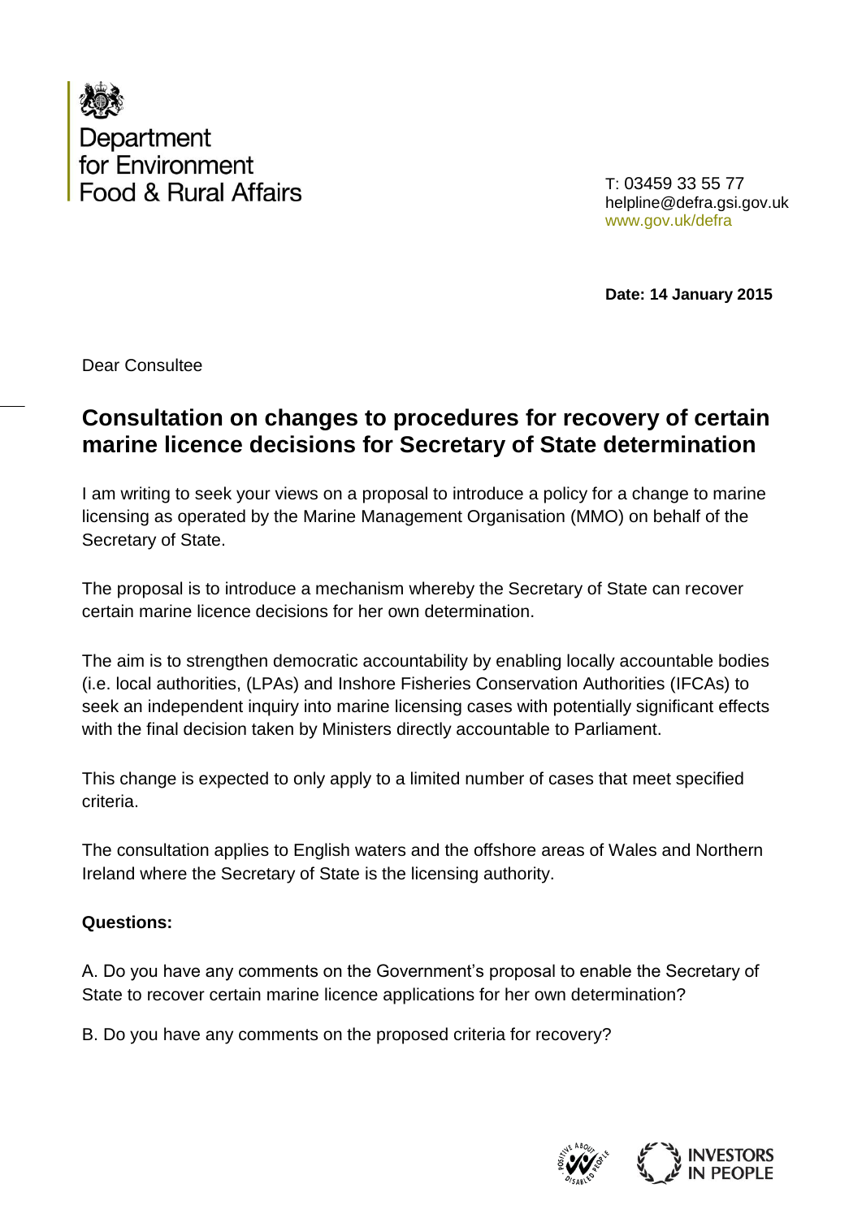Department for Environment Food & Rural Affairs

T: 03459 33 55 77
helpline@defra.gsi.gov.uk
www.gov.uk/defra

**Date: 14 January 2015**

Dear Consultee

## Consultation on changes to procedures for recovery of certain marine licence decisions for Secretary of State determination

I am writing to seek your views on a proposal to introduce a policy for a change to marine licensing as operated by the Marine Management Organisation (MMO) on behalf of the Secretary of State.

The proposal is to introduce a mechanism whereby the Secretary of State can recover certain marine licence decisions for her own determination.

The aim is to strengthen democratic accountability by enabling locally accountable bodies (i.e. local authorities, (LPAs) and Inshore Fisheries Conservation Authorities (IFCAs) to seek an independent inquiry into marine licensing cases with potentially significant effects with the final decision taken by Ministers directly accountable to Parliament.

This change is expected to only apply to a limited number of cases that meet specified criteria.

The consultation applies to English waters and the offshore areas of Wales and Northern Ireland where the Secretary of State is the licensing authority.

**Questions:**

A. Do you have any comments on the Government's proposal to enable the Secretary of State to recover certain marine licence applications for her own determination?

B. Do you have any comments on the proposed criteria for recovery?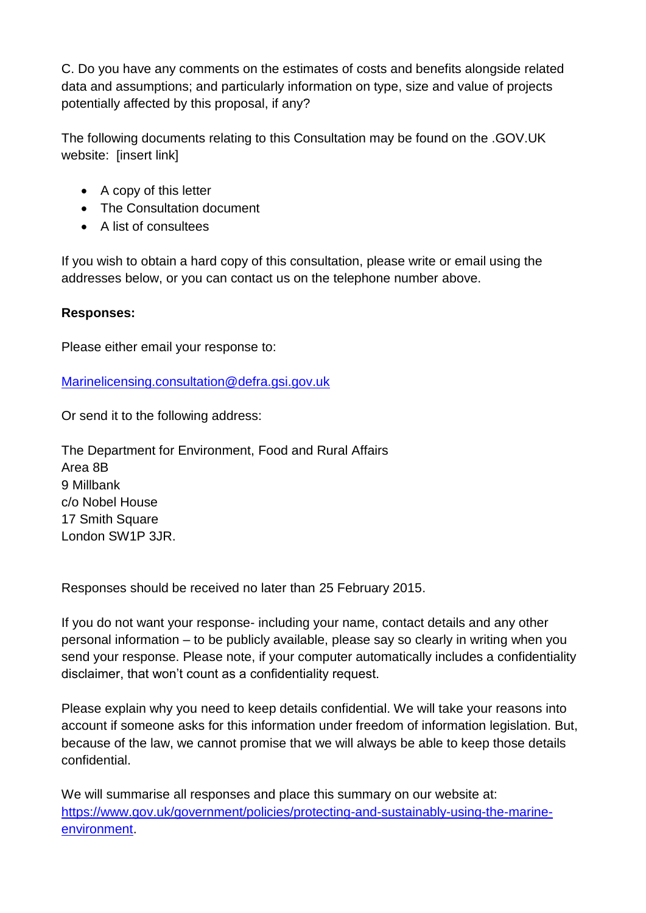C. Do you have any comments on the estimates of costs and benefits alongside related data and assumptions; and particularly information on type, size and value of projects potentially affected by this proposal, if any?

The following documents relating to this Consultation may be found on the .GOV.UK website: [insert link]

- A copy of this letter
- The Consultation document
- A list of consultees

If you wish to obtain a hard copy of this consultation, please write or email using the addresses below, or you can contact us on the telephone number above.

**Responses:**

Please either email your response to:

[Marinelicensing.consultation@defra.gsi.gov.uk](mailto:Marinelicensing.consultation@defra.gsi.gov.uk)

Or send it to the following address:

The Department for Environment, Food and Rural Affairs
Area 8B
9 Millbank
c/o Nobel House
17 Smith Square
London SW1P 3JR.

Responses should be received no later than 25 February 2015.

If you do not want your response- including your name, contact details and any other personal information – to be publicly available, please say so clearly in writing when you send your response. Please note, if your computer automatically includes a confidentiality disclaimer, that won't count as a confidentiality request.

Please explain why you need to keep details confidential. We will take your reasons into account if someone asks for this information under freedom of information legislation. But, because of the law, we cannot promise that we will always be able to keep those details confidential.

We will summarise all responses and place this summary on our website at: [https://www.gov.uk/government/policies/protecting-and-sustainably-using-the-marine-environment](https://www.gov.uk/government/policies/protecting-and-sustainably-using-the-marine-environment).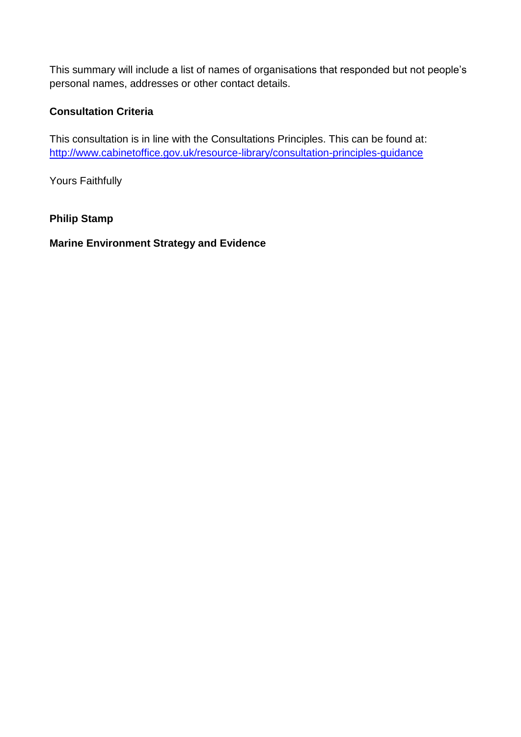This summary will include a list of names of organisations that responded but not people's personal names, addresses or other contact details.

**Consultation Criteria**

This consultation is in line with the Consultations Principles. This can be found at: [http://www.cabinetoffice.gov.uk/resource-library/consultation-principles-guidance](http://www.cabinetoffice.gov.uk/resource-library/consultation-principles-guidance)

Yours Faithfully

**Philip Stamp**

**Marine Environment Strategy and Evidence**